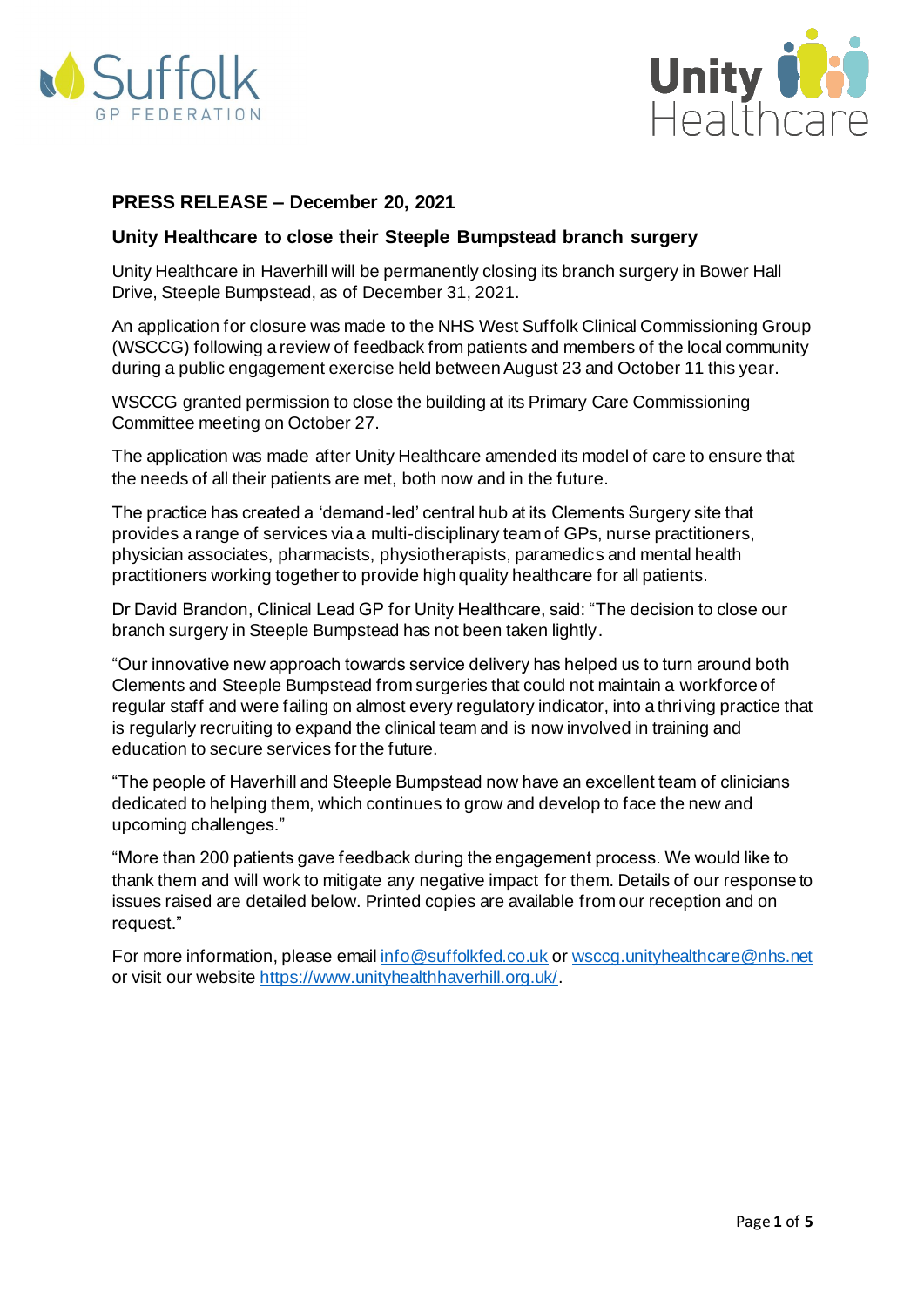**PRESS RELEASE – December 20, 2021**

**Unity Healthcare to close their Steeple Bumpstead branch surgery**

Unity Healthcare in Haverhill will be permanently closing its branch surgery in Bower Hall Drive, Steeple Bumpstead, as of December 31, 2021.

An application for closure was made to the NHS West Suffolk Clinical Commissioning Group (WSCCG) following a review of feedback from patients and members of the local community during a public engagement exercise held between August 23 and October 11 this year.

WSCCG granted permission to close the building at its Primary Care Commissioning Committee meeting on October 27.

The application was made after Unity Healthcare amended its model of care to ensure that the needs of all their patients are met, both now and in the future.

The practice has created a 'demand-led' central hub at its Clements Surgery site that provides a range of services via a multi-disciplinary team of GPs, nurse practitioners, physician associates, pharmacists, physiotherapists, paramedics and mental health practitioners working together to provide high quality healthcare for all patients.

Dr David Brandon, Clinical Lead GP for Unity Healthcare, said: "The decision to close our branch surgery in Steeple Bumpstead has not been taken lightly.

"Our innovative new approach towards service delivery has helped us to turn around both Clements and Steeple Bumpstead from surgeries that could not maintain a workforce of regular staff and were failing on almost every regulatory indicator, into a thriving practice that is regularly recruiting to expand the clinical team and is now involved in training and education to secure services for the future.

"The people of Haverhill and Steeple Bumpstead now have an excellent team of clinicians dedicated to helping them, which continues to grow and develop to face the new and upcoming challenges."

"More than 200 patients gave feedback during the engagement process. We would like to thank them and will work to mitigate any negative impact for them. Details of our response to issues raised are detailed below. Printed copies are available from our reception and on request."

For more information, please email info@suffolkfed.co.uk or wsccg.unityhealthcare@nhs.net or visit our website https://www.unityhealthhaverhill.org.uk/.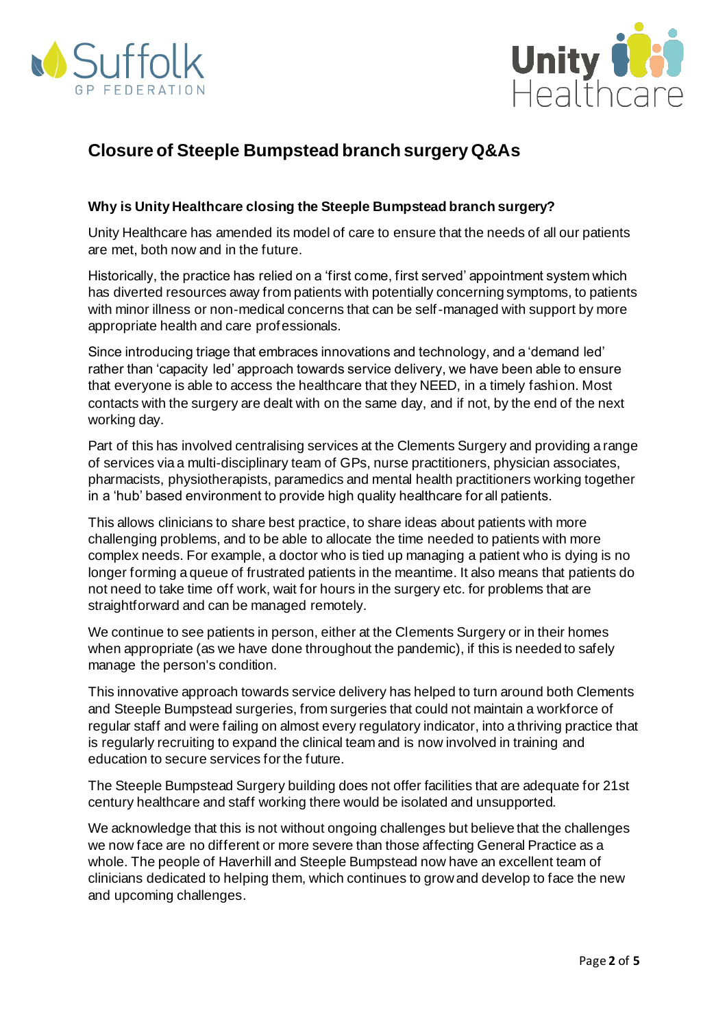# Closure of Steeple Bumpstead branch surgery Q&As

**Why is Unity Healthcare closing the Steeple Bumpstead branch surgery?**

Unity Healthcare has amended its model of care to ensure that the needs of all our patients are met, both now and in the future.

Historically, the practice has relied on a 'first come, first served' appointment system which has diverted resources away from patients with potentially concerning symptoms, to patients with minor illness or non-medical concerns that can be self-managed with support by more appropriate health and care professionals.

Since introducing triage that embraces innovations and technology, and a 'demand led' rather than 'capacity led' approach towards service delivery, we have been able to ensure that everyone is able to access the healthcare that they NEED, in a timely fashion. Most contacts with the surgery are dealt with on the same day, and if not, by the end of the next working day.

Part of this has involved centralising services at the Clements Surgery and providing a range of services via a multi-disciplinary team of GPs, nurse practitioners, physician associates, pharmacists, physiotherapists, paramedics and mental health practitioners working together in a 'hub' based environment to provide high quality healthcare for all patients.

This allows clinicians to share best practice, to share ideas about patients with more challenging problems, and to be able to allocate the time needed to patients with more complex needs. For example, a doctor who is tied up managing a patient who is dying is no longer forming a queue of frustrated patients in the meantime. It also means that patients do not need to take time off work, wait for hours in the surgery etc. for problems that are straightforward and can be managed remotely.

We continue to see patients in person, either at the Clements Surgery or in their homes when appropriate (as we have done throughout the pandemic), if this is needed to safely manage the person's condition.

This innovative approach towards service delivery has helped to turn around both Clements and Steeple Bumpstead surgeries, from surgeries that could not maintain a workforce of regular staff and were failing on almost every regulatory indicator, into a thriving practice that is regularly recruiting to expand the clinical team and is now involved in training and education to secure services for the future.

The Steeple Bumpstead Surgery building does not offer facilities that are adequate for 21st century healthcare and staff working there would be isolated and unsupported.

We acknowledge that this is not without ongoing challenges but believe that the challenges we now face are no different or more severe than those affecting General Practice as a whole. The people of Haverhill and Steeple Bumpstead now have an excellent team of clinicians dedicated to helping them, which continues to grow and develop to face the new and upcoming challenges.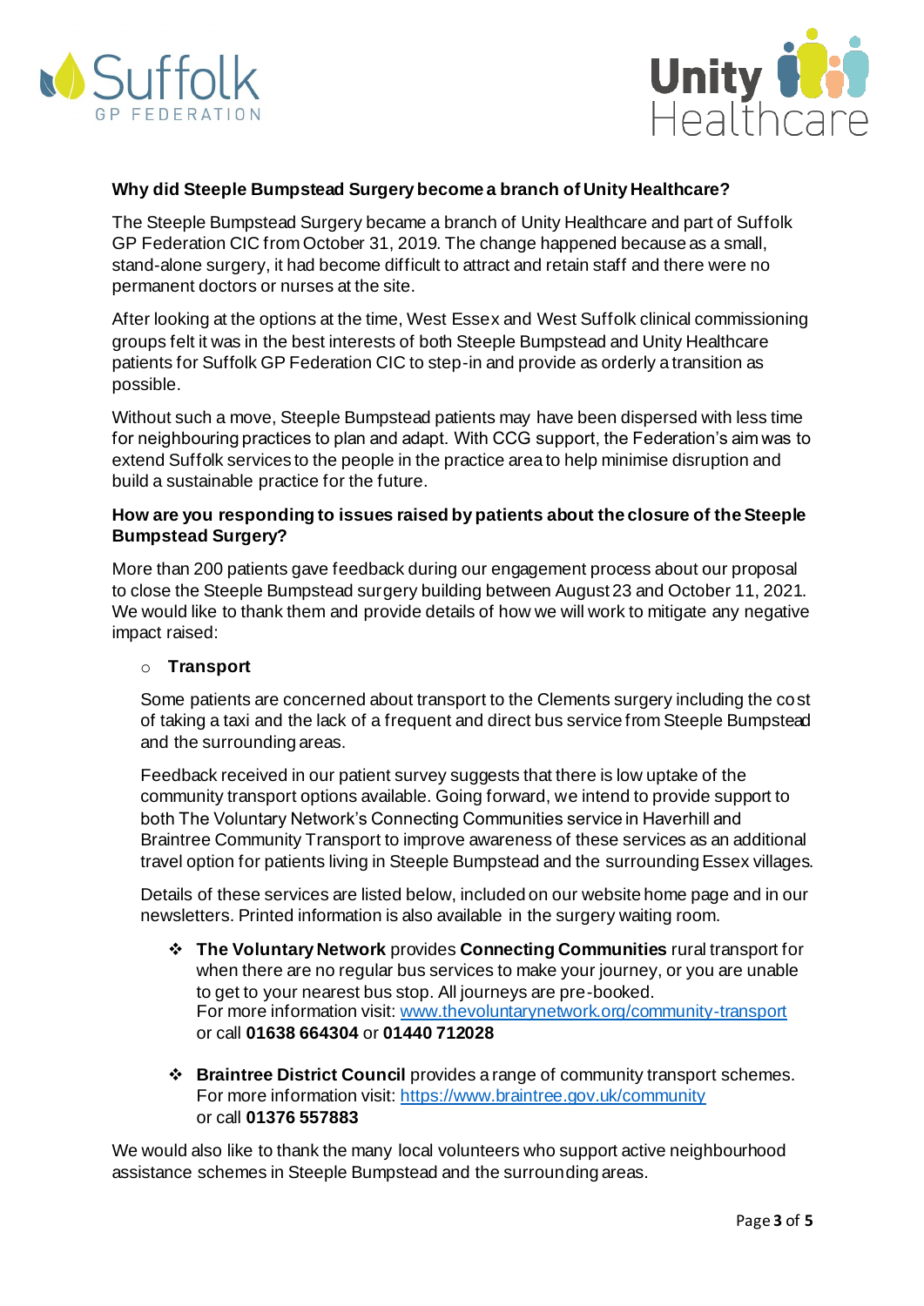### Why did Steeple Bumpstead Surgery become a branch of Unity Healthcare?

The Steeple Bumpstead Surgery became a branch of Unity Healthcare and part of Suffolk GP Federation CIC from October 31, 2019. The change happened because as a small, stand-alone surgery, it had become difficult to attract and retain staff and there were no permanent doctors or nurses at the site.

After looking at the options at the time, West Essex and West Suffolk clinical commissioning groups felt it was in the best interests of both Steeple Bumpstead and Unity Healthcare patients for Suffolk GP Federation CIC to step-in and provide as orderly a transition as possible.

Without such a move, Steeple Bumpstead patients may have been dispersed with less time for neighbouring practices to plan and adapt. With CCG support, the Federation's aim was to extend Suffolk services to the people in the practice area to help minimise disruption and build a sustainable practice for the future.

### How are you responding to issues raised by patients about the closure of the Steeple Bumpstead Surgery?

More than 200 patients gave feedback during our engagement process about our proposal to close the Steeple Bumpstead surgery building between August 23 and October 11, 2021. We would like to thank them and provide details of how we will work to mitigate any negative impact raised:

- **Transport**

  Some patients are concerned about transport to the Clements surgery including the cost of taking a taxi and the lack of a frequent and direct bus service from Steeple Bumpstead and the surrounding areas.

  Feedback received in our patient survey suggests that there is low uptake of the community transport options available. Going forward, we intend to provide support to both The Voluntary Network's Connecting Communities service in Haverhill and Braintree Community Transport to improve awareness of these services as an additional travel option for patients living in Steeple Bumpstead and the surrounding Essex villages.

  Details of these services are listed below, included on our website home page and in our newsletters. Printed information is also available in the surgery waiting room.

  - **The Voluntary Network** provides **Connecting Communities** rural transport for when there are no regular bus services to make your journey, or you are unable to get to your nearest bus stop. All journeys are pre-booked.
    For more information visit: www.thevoluntarynetwork.org/community-transport
    or call **01638 664304** or **01440 712028**

  - **Braintree District Council** provides a range of community transport schemes.
    For more information visit: https://www.braintree.gov.uk/community
    or call **01376 557883**

We would also like to thank the many local volunteers who support active neighbourhood assistance schemes in Steeple Bumpstead and the surrounding areas.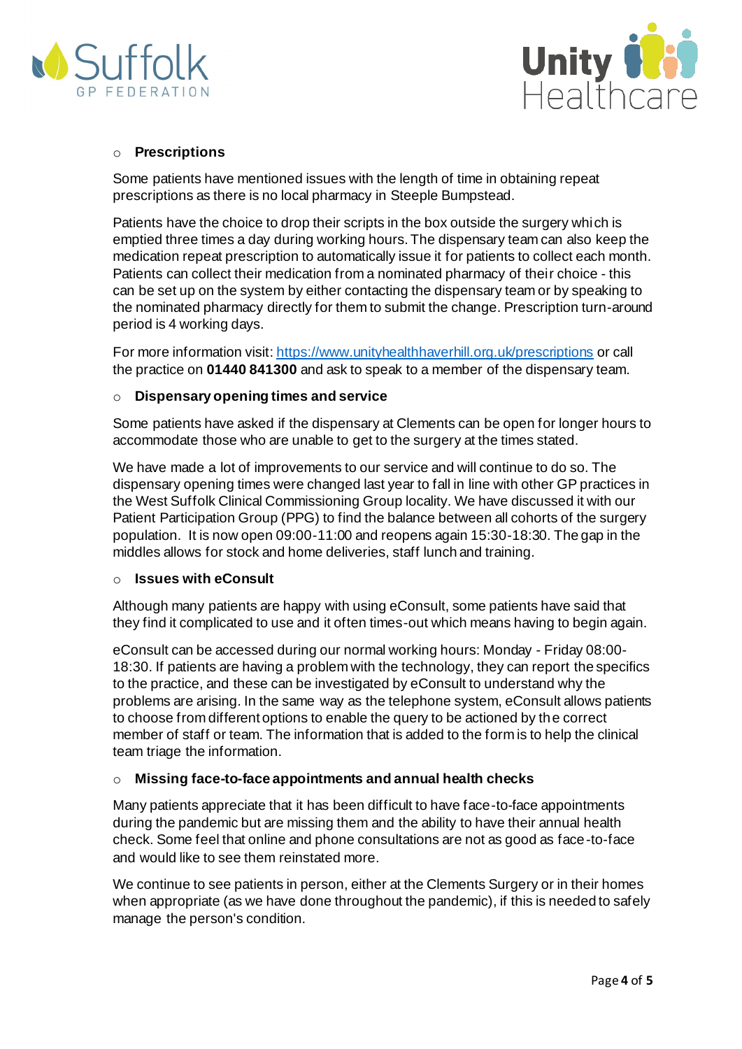- **Prescriptions**

Some patients have mentioned issues with the length of time in obtaining repeat prescriptions as there is no local pharmacy in Steeple Bumpstead.

Patients have the choice to drop their scripts in the box outside the surgery which is emptied three times a day during working hours. The dispensary team can also keep the medication repeat prescription to automatically issue it for patients to collect each month. Patients can collect their medication from a nominated pharmacy of their choice - this can be set up on the system by either contacting the dispensary team or by speaking to the nominated pharmacy directly for them to submit the change. Prescription turn-around period is 4 working days.

For more information visit: [https://www.unityhealthhaverhill.org.uk/prescriptions](https://www.unityhealthhaverhill.org.uk/prescriptions) or call the practice on **01440 841300** and ask to speak to a member of the dispensary team.

- **Dispensary opening times and service**

Some patients have asked if the dispensary at Clements can be open for longer hours to accommodate those who are unable to get to the surgery at the times stated.

We have made a lot of improvements to our service and will continue to do so. The dispensary opening times were changed last year to fall in line with other GP practices in the West Suffolk Clinical Commissioning Group locality. We have discussed it with our Patient Participation Group (PPG) to find the balance between all cohorts of the surgery population. It is now open 09:00-11:00 and reopens again 15:30-18:30. The gap in the middles allows for stock and home deliveries, staff lunch and training.

- **Issues with eConsult**

Although many patients are happy with using eConsult, some patients have said that they find it complicated to use and it often times-out which means having to begin again.

eConsult can be accessed during our normal working hours: Monday - Friday 08:00-18:30. If patients are having a problem with the technology, they can report the specifics to the practice, and these can be investigated by eConsult to understand why the problems are arising. In the same way as the telephone system, eConsult allows patients to choose from different options to enable the query to be actioned by the correct member of staff or team. The information that is added to the form is to help the clinical team triage the information.

- **Missing face-to-face appointments and annual health checks**

Many patients appreciate that it has been difficult to have face-to-face appointments during the pandemic but are missing them and the ability to have their annual health check. Some feel that online and phone consultations are not as good as face-to-face and would like to see them reinstated more.

We continue to see patients in person, either at the Clements Surgery or in their homes when appropriate (as we have done throughout the pandemic), if this is needed to safely manage the person's condition.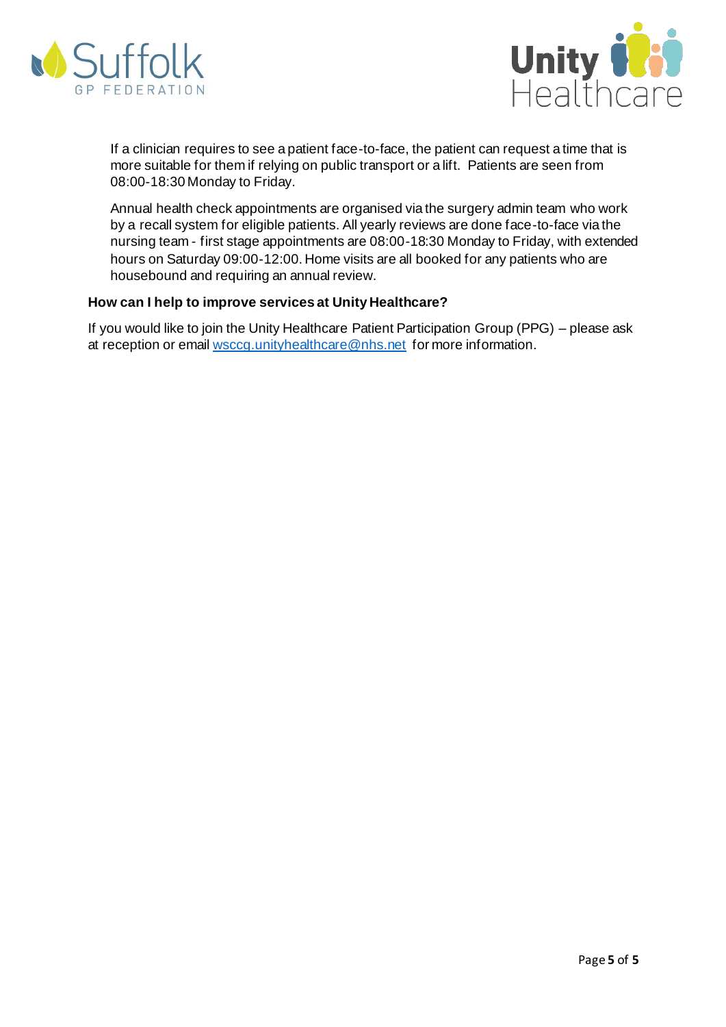If a clinician requires to see a patient face-to-face, the patient can request a time that is more suitable for them if relying on public transport or a lift. Patients are seen from 08:00-18:30 Monday to Friday.

Annual health check appointments are organised via the surgery admin team who work by a recall system for eligible patients. All yearly reviews are done face-to-face via the nursing team - first stage appointments are 08:00-18:30 Monday to Friday, with extended hours on Saturday 09:00-12:00. Home visits are all booked for any patients who are housebound and requiring an annual review.

**How can I help to improve services at Unity Healthcare?**

If you would like to join the Unity Healthcare Patient Participation Group (PPG) – please ask at reception or email wsccg.unityhealthcare@nhs.net for more information.